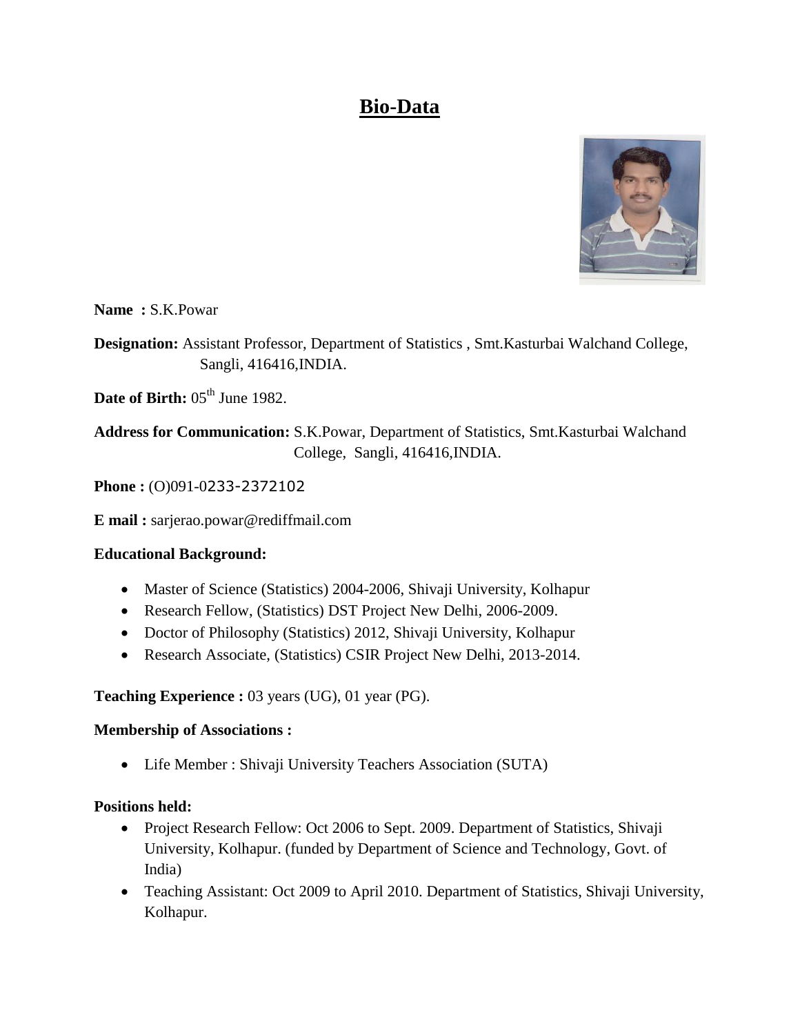# Bio-Data

**Name :** S.K.Powar

**Designation:** Assistant Professor, Department of Statistics , Smt.Kasturbai Walchand College, Sangli, 416416,INDIA.

**Date of Birth:** 05th June 1982.

**Address for Communication:** S.K.Powar, Department of Statistics, Smt.Kasturbai Walchand College, Sangli, 416416,INDIA.

**Phone :** (O)091-0233-2372102

**E mail :** sarjerao.powar@rediffmail.com

**Educational Background:**

- Master of Science (Statistics) 2004-2006, Shivaji University, Kolhapur
- Research Fellow, (Statistics) DST Project New Delhi, 2006-2009.
- Doctor of Philosophy (Statistics) 2012, Shivaji University, Kolhapur
- Research Associate, (Statistics) CSIR Project New Delhi, 2013-2014.

**Teaching Experience :** 03 years (UG), 01 year (PG).

**Membership of Associations :**

- Life Member : Shivaji University Teachers Association (SUTA)

**Positions held:**

- Project Research Fellow: Oct 2006 to Sept. 2009. Department of Statistics, Shivaji University, Kolhapur. (funded by Department of Science and Technology, Govt. of India)
- Teaching Assistant: Oct 2009 to April 2010. Department of Statistics, Shivaji University, Kolhapur.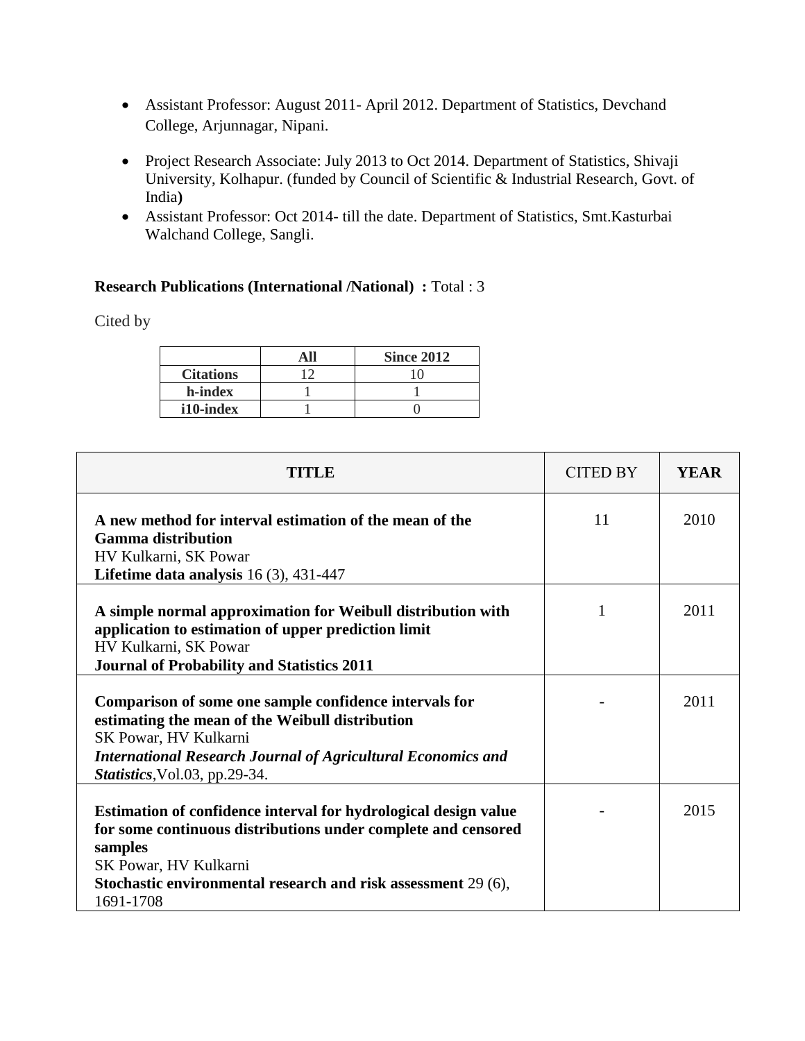- Assistant Professor: August 2011- April 2012. Department of Statistics, Devchand College, Arjunnagar, Nipani.
- Project Research Associate: July 2013 to Oct 2014. Department of Statistics, Shivaji University, Kolhapur. (funded by Council of Scientific & Industrial Research, Govt. of India**)**
- Assistant Professor: Oct 2014- till the date. Department of Statistics, Smt.Kasturbai Walchand College, Sangli.

**Research Publications (International /National) :** Total : 3

Cited by

| | All | Since 2012 |
|---|---|---|
| **Citations** | 12 | 10 |
| **h-index** | 1 | 1 |
| **i10-index** | 1 | 0 |

| TITLE | CITED BY | YEAR |
|---|---|---|
| **A new method for interval estimation of the mean of the Gamma distribution**<br>HV Kulkarni, SK Powar<br>**Lifetime data analysis** 16 (3), 431-447 | 11 | 2010 |
| **A simple normal approximation for Weibull distribution with application to estimation of upper prediction limit**<br>HV Kulkarni, SK Powar<br>**Journal of Probability and Statistics 2011** | 1 | 2011 |
| **Comparison of some one sample confidence intervals for estimating the mean of the Weibull distribution**<br>SK Powar, HV Kulkarni<br>***International Research Journal of Agricultural Economics and Statistics***,Vol.03, pp.29-34. | - | 2011 |
| **Estimation of confidence interval for hydrological design value for some continuous distributions under complete and censored samples**<br>SK Powar, HV Kulkarni<br>**Stochastic environmental research and risk assessment** 29 (6), 1691-1708 | - | 2015 |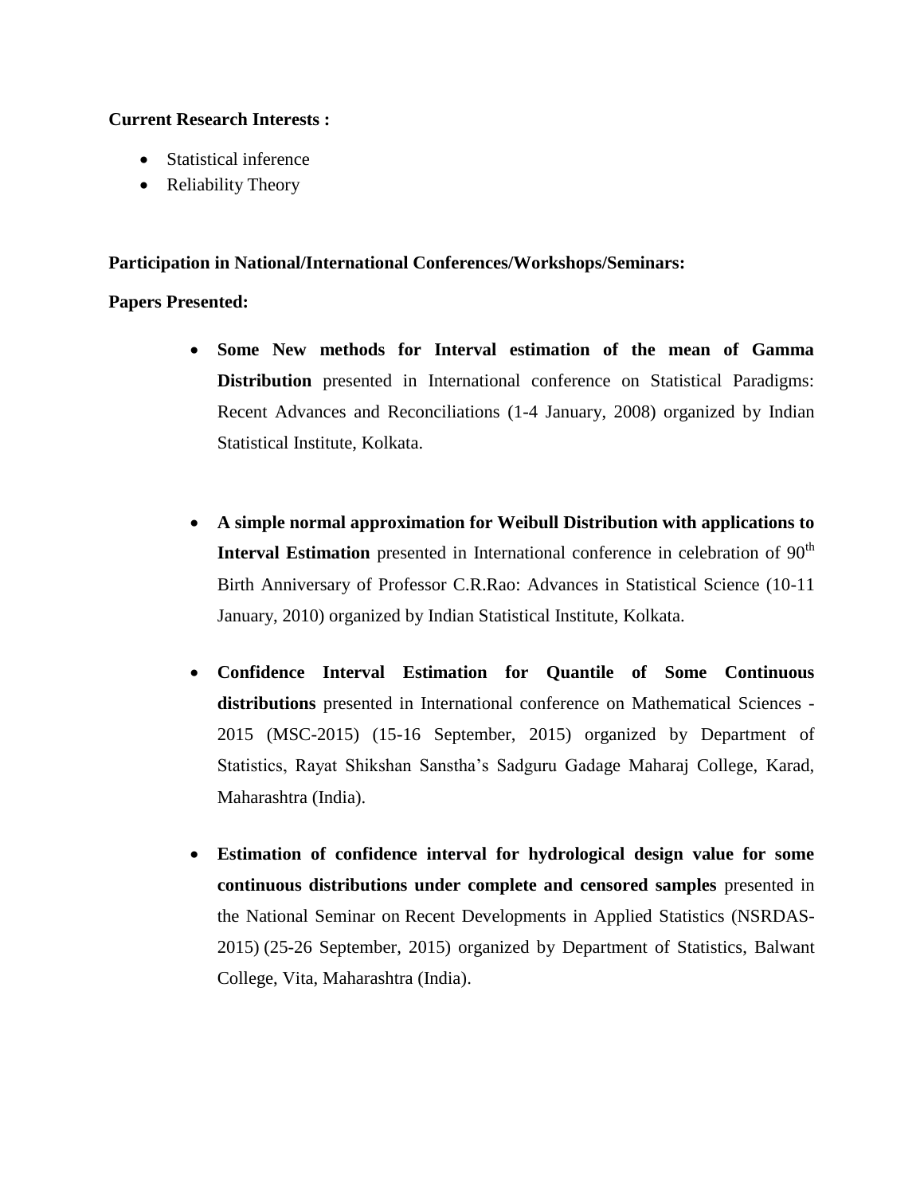**Current Research Interests :**

- Statistical inference
- Reliability Theory

**Participation in National/International Conferences/Workshops/Seminars:**

**Papers Presented:**

- **Some New methods for Interval estimation of the mean of Gamma Distribution** presented in International conference on Statistical Paradigms: Recent Advances and Reconciliations (1-4 January, 2008) organized by Indian Statistical Institute, Kolkata.

- **A simple normal approximation for Weibull Distribution with applications to Interval Estimation** presented in International conference in celebration of 90th Birth Anniversary of Professor C.R.Rao: Advances in Statistical Science (10-11 January, 2010) organized by Indian Statistical Institute, Kolkata.

- **Confidence Interval Estimation for Quantile of Some Continuous distributions** presented in International conference on Mathematical Sciences - 2015 (MSC-2015) (15-16 September, 2015) organized by Department of Statistics, Rayat Shikshan Sanstha's Sadguru Gadage Maharaj College, Karad, Maharashtra (India).

- **Estimation of confidence interval for hydrological design value for some continuous distributions under complete and censored samples** presented in the National Seminar on Recent Developments in Applied Statistics (NSRDAS-2015) (25-26 September, 2015) organized by Department of Statistics, Balwant College, Vita, Maharashtra (India).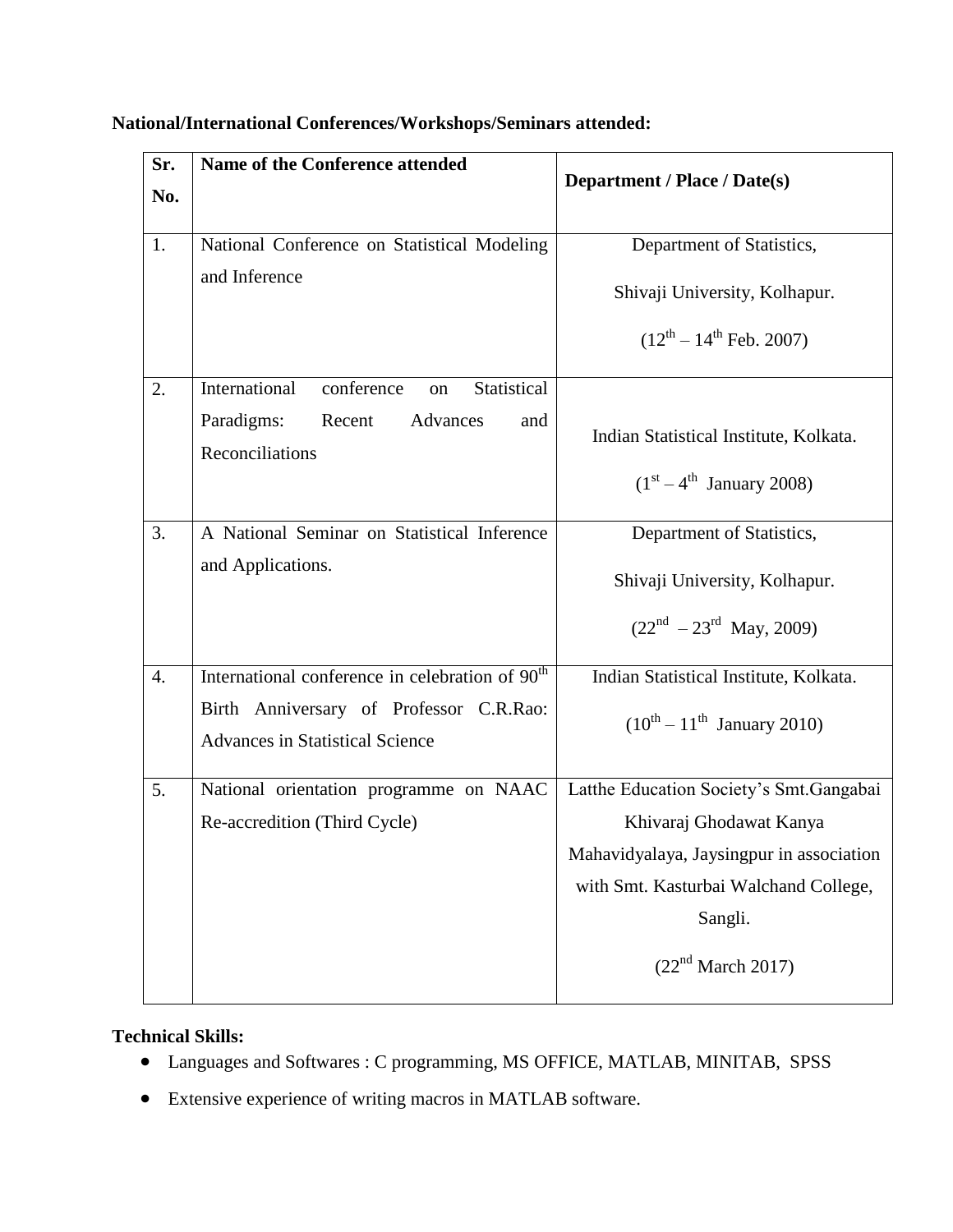**National/International Conferences/Workshops/Seminars attended:**

| Sr. No. | Name of the Conference attended | Department / Place / Date(s) |
|---|---|---|
| 1. | National Conference on Statistical Modeling and Inference | Department of Statistics, Shivaji University, Kolhapur. (12th – 14th Feb. 2007) |
| 2. | International conference on Statistical Paradigms: Recent Advances and Reconciliations | Indian Statistical Institute, Kolkata. (1st – 4th January 2008) |
| 3. | A National Seminar on Statistical Inference and Applications. | Department of Statistics, Shivaji University, Kolhapur. (22nd – 23rd May, 2009) |
| 4. | International conference in celebration of 90th Birth Anniversary of Professor C.R.Rao: Advances in Statistical Science | Indian Statistical Institute, Kolkata. (10th – 11th January 2010) |
| 5. | National orientation programme on NAAC Re-accredition (Third Cycle) | Latthe Education Society's Smt.Gangabai Khivaraj Ghodawat Kanya Mahavidyalaya, Jaysingpur in association with Smt. Kasturbai Walchand College, Sangli. (22nd March 2017) |

**Technical Skills:**

- Languages and Softwares : C programming, MS OFFICE, MATLAB, MINITAB, SPSS
- Extensive experience of writing macros in MATLAB software.